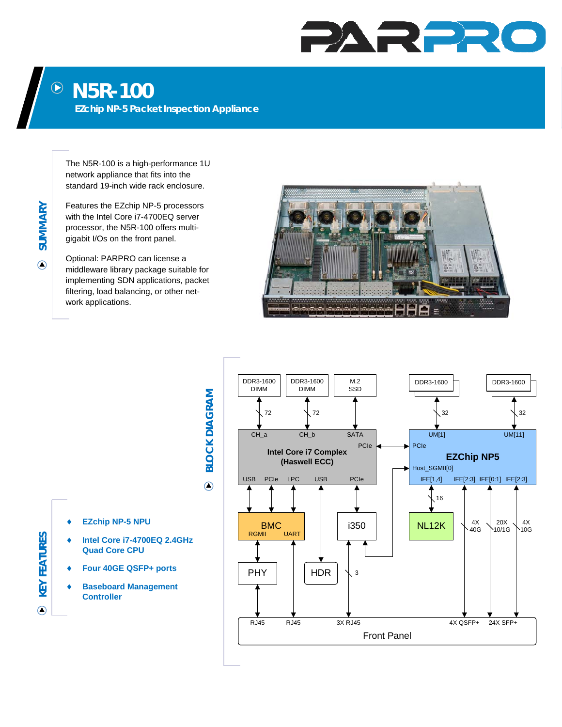# N5R-100

## EZchip NP-5 Packet Inspection Appliance

## SUMMARY

The N5R-100 is a high-performance 1U network appliance that fits into the standard 19-inch wide rack enclosure.

Features the EZchip NP-5 processors with the Intel Core i7-4700EQ server processor, the N5R-100 offers multi-gigabit I/Os on the front panel.

Optional: PARPRO can license a middleware library package suitable for implementing SDN applications, packet filtering, load balancing, or other network applications.

## BLOCK DIAGRAM

DDR3-1600 DIMM, DDR3-1600 DIMM, M.2 SSD, DDR3-1600, DDR3-1600

72, 72, 32, 32

CH_a, CH_b, SATA, PCIe — Intel Core i7 Complex (Haswell ECC) — USB, PCIe, LPC, USB, PCIe

UM[1], UM[11], PCIe, Host_SGMII[0] — EZChip NP5 — IFE[1,4], IFE[2:3], IFE[0:1], IFE[2:3]

BMC (RGMII, UART), i350, NL12K, PHY, HDR

16, 3, 4X 40G, 20X 10/1G, 4X 10G

RJ45, RJ45, 3X RJ45, 4X QSFP+, 24X SFP+

Front Panel

## KEY FEATURES

- EZchip NP-5 NPU
- Intel Core i7-4700EQ 2.4GHz Quad Core CPU
- Four 40GE QSFP+ ports
- Baseboard Management Controller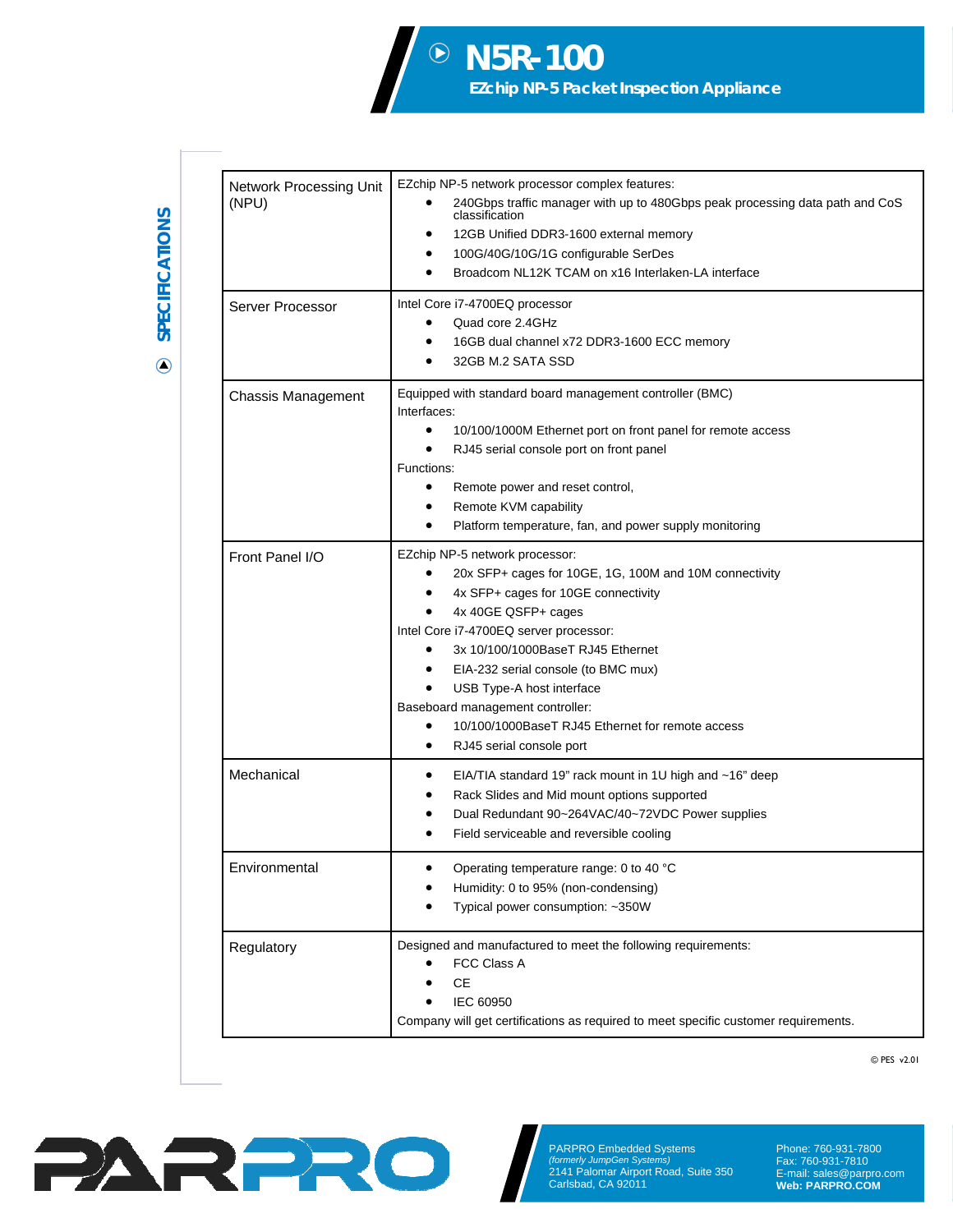# N5R-100

## EZchip NP-5 Packet Inspection Appliance

## SPECIFICATIONS

| | |
|---|---|
| Network Processing Unit (NPU) | EZchip NP-5 network processor complex features:<br>• 240Gbps traffic manager with up to 480Gbps peak processing data path and CoS classification<br>• 12GB Unified DDR3-1600 external memory<br>• 100G/40G/10G/1G configurable SerDes<br>• Broadcom NL12K TCAM on x16 Interlaken-LA interface |
| Server Processor | Intel Core i7-4700EQ processor<br>• Quad core 2.4GHz<br>• 16GB dual channel x72 DDR3-1600 ECC memory<br>• 32GB M.2 SATA SSD |
| Chassis Management | Equipped with standard board management controller (BMC)<br>Interfaces:<br>• 10/100/1000M Ethernet port on front panel for remote access<br>• RJ45 serial console port on front panel<br>Functions:<br>• Remote power and reset control,<br>• Remote KVM capability<br>• Platform temperature, fan, and power supply monitoring |
| Front Panel I/O | EZchip NP-5 network processor:<br>• 20x SFP+ cages for 10GE, 1G, 100M and 10M connectivity<br>• 4x SFP+ cages for 10GE connectivity<br>• 4x 40GE QSFP+ cages<br>Intel Core i7-4700EQ server processor:<br>• 3x 10/100/1000BaseT RJ45 Ethernet<br>• EIA-232 serial console (to BMC mux)<br>• USB Type-A host interface<br>Baseboard management controller:<br>• 10/100/1000BaseT RJ45 Ethernet for remote access<br>• RJ45 serial console port |
| Mechanical | • EIA/TIA standard 19" rack mount in 1U high and ~16" deep<br>• Rack Slides and Mid mount options supported<br>• Dual Redundant 90~264VAC/40~72VDC Power supplies<br>• Field serviceable and reversible cooling |
| Environmental | • Operating temperature range: 0 to 40 °C<br>• Humidity: 0 to 95% (non-condensing)<br>• Typical power consumption: ~350W |
| Regulatory | Designed and manufactured to meet the following requirements:<br>• FCC Class A<br>• CE<br>• IEC 60950<br>Company will get certifications as required to meet specific customer requirements. |

© PES v2.01

PARPRO

PARPRO Embedded Systems
*(formerly JumpGen Systems)*
2141 Palomar Airport Road, Suite 350
Carlsbad, CA 92011

Phone: 760-931-7800
Fax: 760-931-7810
E-mail: sales@parpro.com
**Web: PARPRO.COM**